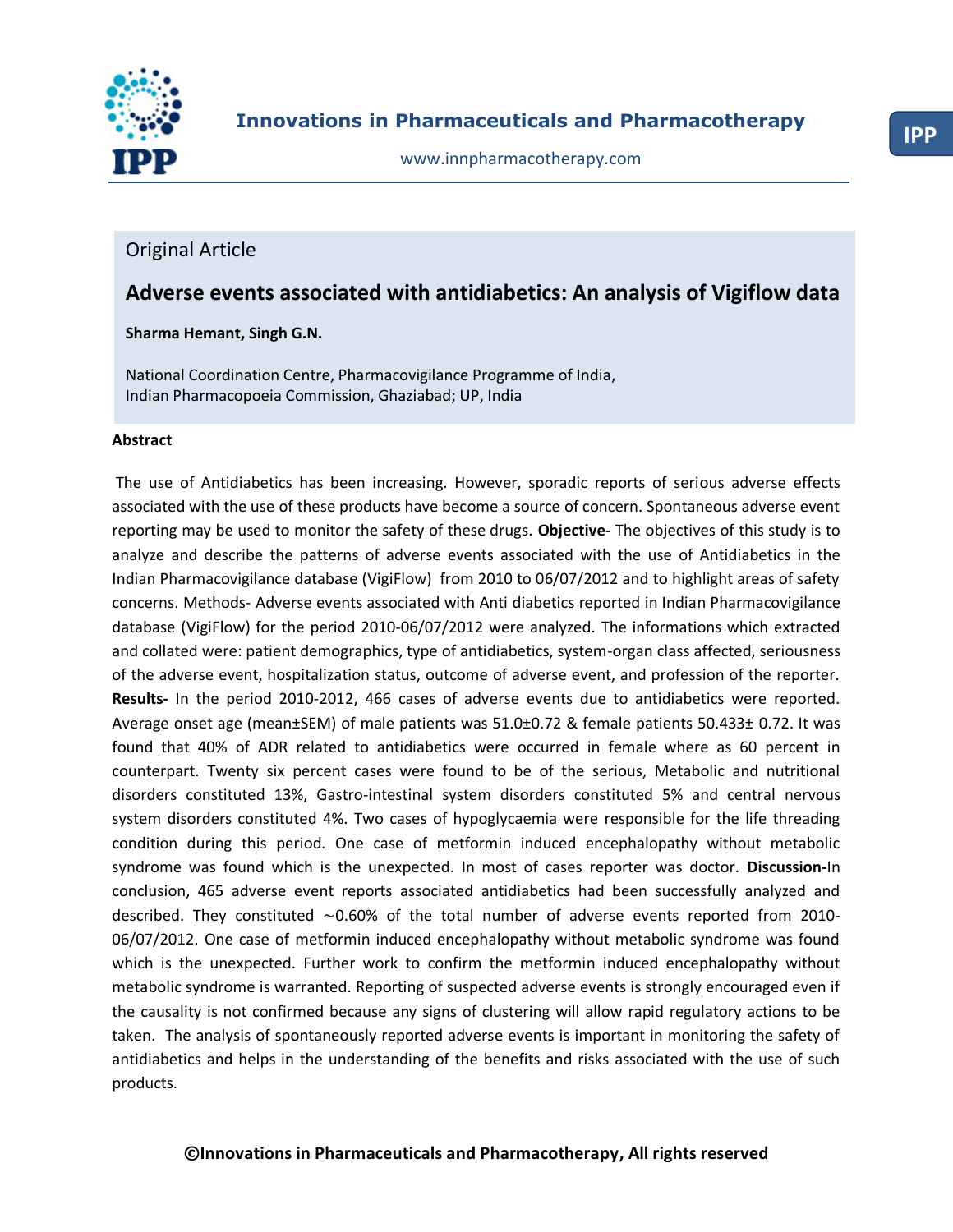Original Article

# Adverse events associated with antidiabetics: An analysis of Vigiflow data

**Sharma Hemant, Singh G.N.**

National Coordination Centre, Pharmacovigilance Programme of India,
Indian Pharmacopoeia Commission, Ghaziabad; UP, India

## Abstract

The use of Antidiabetics has been increasing. However, sporadic reports of serious adverse effects associated with the use of these products have become a source of concern. Spontaneous adverse event reporting may be used to monitor the safety of these drugs. **Objective-** The objectives of this study is to analyze and describe the patterns of adverse events associated with the use of Antidiabetics in the Indian Pharmacovigilance database (VigiFlow) from 2010 to 06/07/2012 and to highlight areas of safety concerns. Methods- Adverse events associated with Anti diabetics reported in Indian Pharmacovigilance database (VigiFlow) for the period 2010-06/07/2012 were analyzed. The informations which extracted and collated were: patient demographics, type of antidiabetics, system-organ class affected, seriousness of the adverse event, hospitalization status, outcome of adverse event, and profession of the reporter. **Results-** In the period 2010-2012, 466 cases of adverse events due to antidiabetics were reported. Average onset age (mean±SEM) of male patients was 51.0±0.72 & female patients 50.433± 0.72. It was found that 40% of ADR related to antidiabetics were occurred in female where as 60 percent in counterpart. Twenty six percent cases were found to be of the serious, Metabolic and nutritional disorders constituted 13%, Gastro-intestinal system disorders constituted 5% and central nervous system disorders constituted 4%. Two cases of hypoglycaemia were responsible for the life threading condition during this period. One case of metformin induced encephalopathy without metabolic syndrome was found which is the unexpected. In most of cases reporter was doctor. **Discussion-**In conclusion, 465 adverse event reports associated antidiabetics had been successfully analyzed and described. They constituted ∼0.60% of the total number of adverse events reported from 2010-06/07/2012. One case of metformin induced encephalopathy without metabolic syndrome was found which is the unexpected. Further work to confirm the metformin induced encephalopathy without metabolic syndrome is warranted. Reporting of suspected adverse events is strongly encouraged even if the causality is not confirmed because any signs of clustering will allow rapid regulatory actions to be taken. The analysis of spontaneously reported adverse events is important in monitoring the safety of antidiabetics and helps in the understanding of the benefits and risks associated with the use of such products.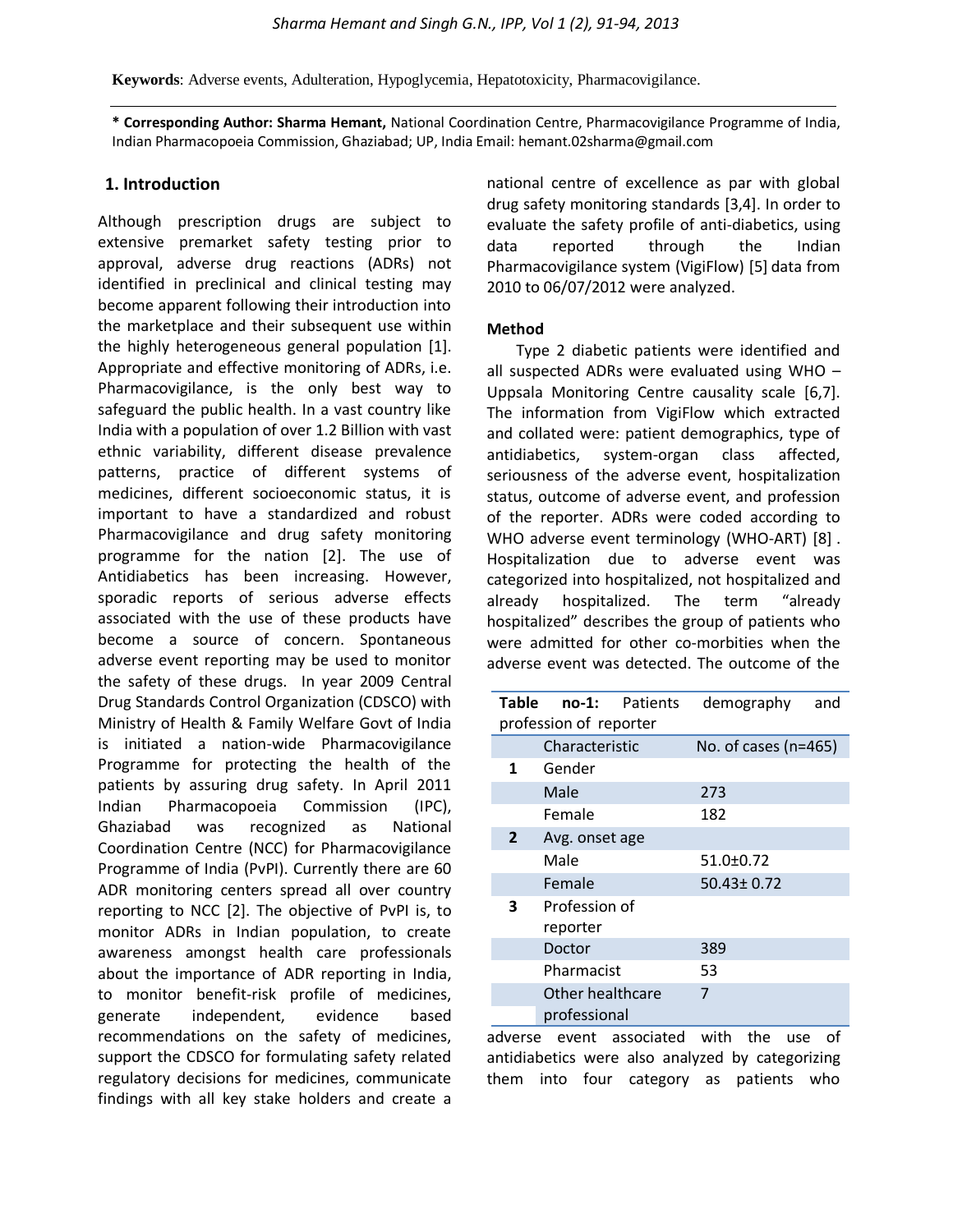**Keywords**: Adverse events, Adulteration, Hypoglycemia, Hepatotoxicity, Pharmacovigilance.

**\* Corresponding Author: Sharma Hemant,** National Coordination Centre, Pharmacovigilance Programme of India, Indian Pharmacopoeia Commission, Ghaziabad; UP, India Email: hemant.02sharma@gmail.com

## 1. Introduction

Although prescription drugs are subject to extensive premarket safety testing prior to approval, adverse drug reactions (ADRs) not identified in preclinical and clinical testing may become apparent following their introduction into the marketplace and their subsequent use within the highly heterogeneous general population [1]. Appropriate and effective monitoring of ADRs, i.e. Pharmacovigilance, is the only best way to safeguard the public health. In a vast country like India with a population of over 1.2 Billion with vast ethnic variability, different disease prevalence patterns, practice of different systems of medicines, different socioeconomic status, it is important to have a standardized and robust Pharmacovigilance and drug safety monitoring programme for the nation [2]. The use of Antidiabetics has been increasing. However, sporadic reports of serious adverse effects associated with the use of these products have become a source of concern. Spontaneous adverse event reporting may be used to monitor the safety of these drugs. In year 2009 Central Drug Standards Control Organization (CDSCO) with Ministry of Health & Family Welfare Govt of India is initiated a nation-wide Pharmacovigilance Programme for protecting the health of the patients by assuring drug safety. In April 2011 Indian Pharmacopoeia Commission (IPC), Ghaziabad was recognized as National Coordination Centre (NCC) for Pharmacovigilance Programme of India (PvPI). Currently there are 60 ADR monitoring centers spread all over country reporting to NCC [2]. The objective of PvPI is, to monitor ADRs in Indian population, to create awareness amongst health care professionals about the importance of ADR reporting in India, to monitor benefit-risk profile of medicines, generate independent, evidence based recommendations on the safety of medicines, support the CDSCO for formulating safety related regulatory decisions for medicines, communicate findings with all key stake holders and create a national centre of excellence as par with global drug safety monitoring standards [3,4]. In order to evaluate the safety profile of anti-diabetics, using data reported through the Indian Pharmacovigilance system (VigiFlow) [5] data from 2010 to 06/07/2012 were analyzed.

### Method

Type 2 diabetic patients were identified and all suspected ADRs were evaluated using WHO – Uppsala Monitoring Centre causality scale [6,7]. The information from VigiFlow which extracted and collated were: patient demographics, type of antidiabetics, system-organ class affected, seriousness of the adverse event, hospitalization status, outcome of adverse event, and profession of the reporter. ADRs were coded according to WHO adverse event terminology (WHO-ART) [8]. Hospitalization due to adverse event was categorized into hospitalized, not hospitalized and already hospitalized. The term "already hospitalized" describes the group of patients who were admitted for other co-morbities when the adverse event was detected. The outcome of the adverse event associated with the use of antidiabetics were also analyzed by categorizing them into four category as patients who

**Table no-1:** Patients demography and profession of reporter

| | Characteristic | No. of cases (n=465) |
|---|---|---|
| **1** | Gender | |
| | Male | 273 |
| | Female | 182 |
| **2** | Avg. onset age | |
| | Male | 51.0±0.72 |
| | Female | 50.43± 0.72 |
| **3** | Profession of reporter | |
| | Doctor | 389 |
| | Pharmacist | 53 |
| | Other healthcare professional | 7 |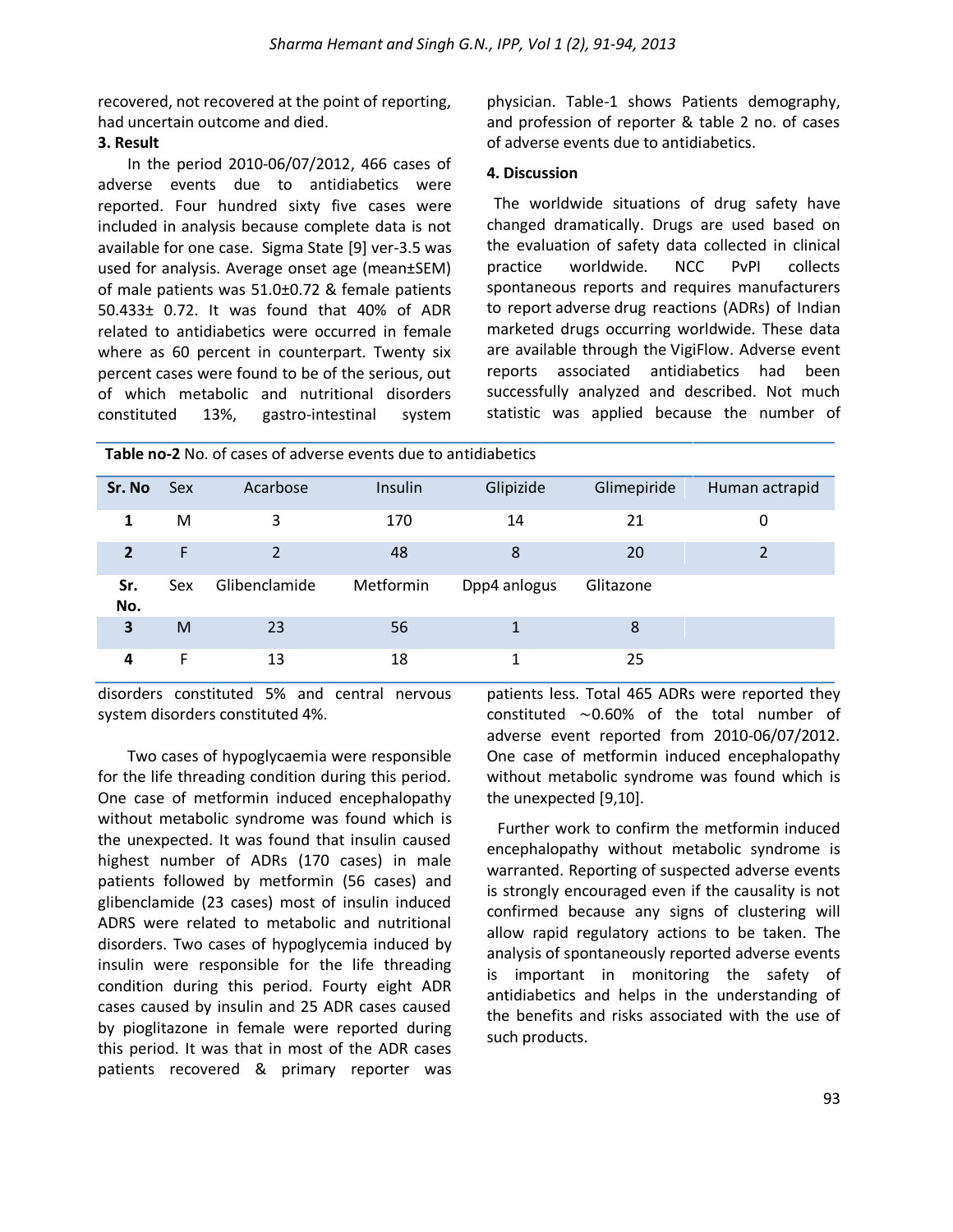recovered, not recovered at the point of reporting, had uncertain outcome and died.

### 3. Result

In the period 2010-06/07/2012, 466 cases of adverse events due to antidiabetics were reported. Four hundred sixty five cases were included in analysis because complete data is not available for one case. Sigma State [9] ver-3.5 was used for analysis. Average onset age (mean±SEM) of male patients was 51.0±0.72 & female patients 50.433± 0.72. It was found that 40% of ADR related to antidiabetics were occurred in female where as 60 percent in counterpart. Twenty six percent cases were found to be of the serious, out of which metabolic and nutritional disorders constituted 13%, gastro-intestinal system disorders constituted 5% and central nervous system disorders constituted 4%.

Two cases of hypoglycaemia were responsible for the life threading condition during this period. One case of metformin induced encephalopathy without metabolic syndrome was found which is the unexpected. It was found that insulin caused highest number of ADRs (170 cases) in male patients followed by metformin (56 cases) and glibenclamide (23 cases) most of insulin induced ADRS were related to metabolic and nutritional disorders. Two cases of hypoglycemia induced by insulin were responsible for the life threading condition during this period. Fourty eight ADR cases caused by insulin and 25 ADR cases caused by pioglitazone in female were reported during this period. It was that in most of the ADR cases patients recovered & primary reporter was physician. Table-1 shows Patients demography, and profession of reporter & table 2 no. of cases of adverse events due to antidiabetics.

**Table no-2** No. of cases of adverse events due to antidiabetics

| Sr. No | Sex | Acarbose | Insulin | Glipizide | Glimepiride | Human actrapid |
|---|---|---|---|---|---|---|
| 1 | M | 3 | 170 | 14 | 21 | 0 |
| 2 | F | 2 | 48 | 8 | 20 | 2 |
| Sr. No. | Sex | Glibenclamide | Metformin | Dpp4 anlogus | Glitazone | |
| 3 | M | 23 | 56 | 1 | 8 | |
| 4 | F | 13 | 18 | 1 | 25 | |

### 4. Discussion

The worldwide situations of drug safety have changed dramatically. Drugs are used based on the evaluation of safety data collected in clinical practice worldwide. NCC PvPI collects spontaneous reports and requires manufacturers to report adverse drug reactions (ADRs) of Indian marketed drugs occurring worldwide. These data are available through the VigiFlow. Adverse event reports associated antidiabetics had been successfully analyzed and described. Not much statistic was applied because the number of patients less. Total 465 ADRs were reported they constituted ~0.60% of the total number of adverse event reported from 2010-06/07/2012. One case of metformin induced encephalopathy without metabolic syndrome was found which is the unexpected [9,10].

Further work to confirm the metformin induced encephalopathy without metabolic syndrome is warranted. Reporting of suspected adverse events is strongly encouraged even if the causality is not confirmed because any signs of clustering will allow rapid regulatory actions to be taken. The analysis of spontaneously reported adverse events is important in monitoring the safety of antidiabetics and helps in the understanding of the benefits and risks associated with the use of such products.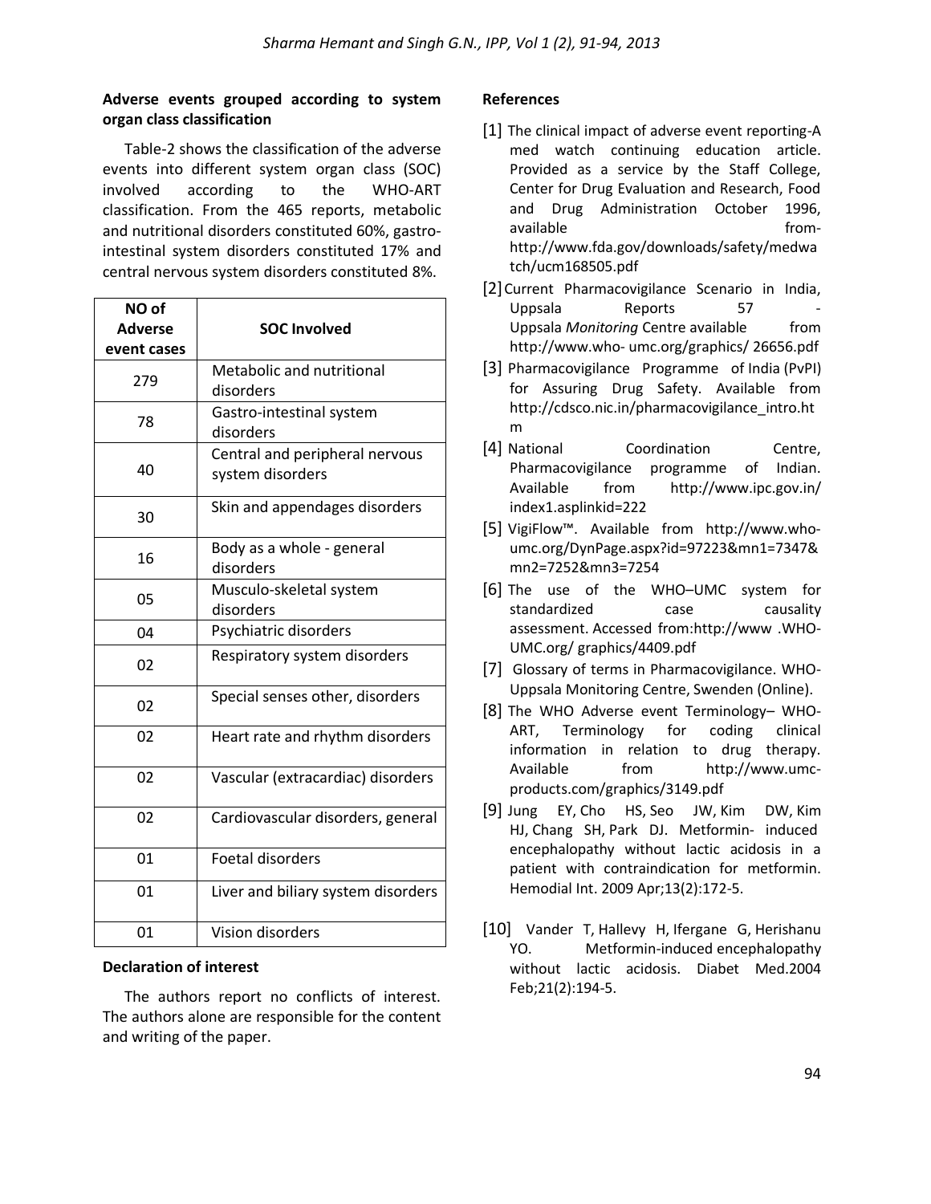**Adverse events grouped according to system organ class classification**

Table-2 shows the classification of the adverse events into different system organ class (SOC) involved according to the WHO-ART classification. From the 465 reports, metabolic and nutritional disorders constituted 60%, gastro-intestinal system disorders constituted 17% and central nervous system disorders constituted 8%.

| NO of Adverse event cases | SOC Involved |
| --- | --- |
| 279 | Metabolic and nutritional disorders |
| 78 | Gastro-intestinal system disorders |
| 40 | Central and peripheral nervous system disorders |
| 30 | Skin and appendages disorders |
| 16 | Body as a whole - general disorders |
| 05 | Musculo-skeletal system disorders |
| 04 | Psychiatric disorders |
| 02 | Respiratory system disorders |
| 02 | Special senses other, disorders |
| 02 | Heart rate and rhythm disorders |
| 02 | Vascular (extracardiac) disorders |
| 02 | Cardiovascular disorders, general |
| 01 | Foetal disorders |
| 01 | Liver and biliary system disorders |
| 01 | Vision disorders |

**Declaration of interest**

The authors report no conflicts of interest. The authors alone are responsible for the content and writing of the paper.

**References**

[1] The clinical impact of adverse event reporting-A med watch continuing education article. Provided as a service by the Staff College, Center for Drug Evaluation and Research, Food and Drug Administration October 1996, available from-http://www.fda.gov/downloads/safety/medwatch/ucm168505.pdf

[2] Current Pharmacovigilance Scenario in India, Uppsala Reports 57 - Uppsala *Monitoring* Centre available from http://www.who- umc.org/graphics/ 26656.pdf

[3] Pharmacovigilance Programme of India (PvPI) for Assuring Drug Safety. Available from http://cdsco.nic.in/pharmacovigilance_intro.htm

[4] National Coordination Centre, Pharmacovigilance programme of Indian. Available from http://www.ipc.gov.in/ index1.asplinkid=222

[5] VigiFlow™. Available from http://www.who-umc.org/DynPage.aspx?id=97223&mn1=7347&mn2=7252&mn3=7254

[6] The use of the WHO–UMC system for standardized case causality assessment. Accessed from:http://www .WHO-UMC.org/ graphics/4409.pdf

[7] Glossary of terms in Pharmacovigilance. WHO-Uppsala Monitoring Centre, Swenden (Online).

[8] The WHO Adverse event Terminology– WHO-ART, Terminology for coding clinical information in relation to drug therapy. Available from http://www.umc-products.com/graphics/3149.pdf

[9] Jung EY, Cho HS, Seo JW, Kim DW, Kim HJ, Chang SH, Park DJ. Metformin- induced encephalopathy without lactic acidosis in a patient with contraindication for metformin. Hemodial Int. 2009 Apr;13(2):172-5.

[10] Vander T, Hallevy H, Ifergane G, Herishanu YO. Metformin-induced encephalopathy without lactic acidosis. Diabet Med.2004 Feb;21(2):194-5.